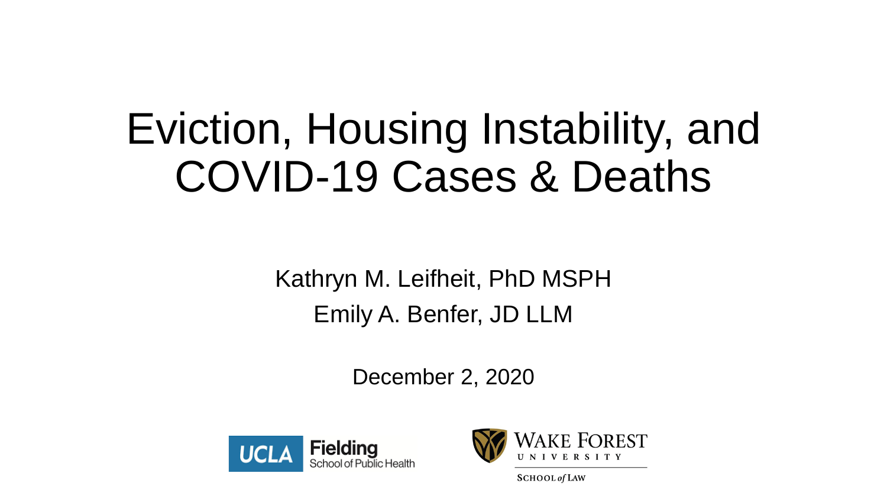# Eviction, Housing Instability, and COVID-19 Cases & Deaths

Kathryn M. Leifheit, PhD MSPH

Emily A. Benfer, JD LLM

December 2, 2020

UCLA Fielding School of Public Health

Wake Forest University School of Law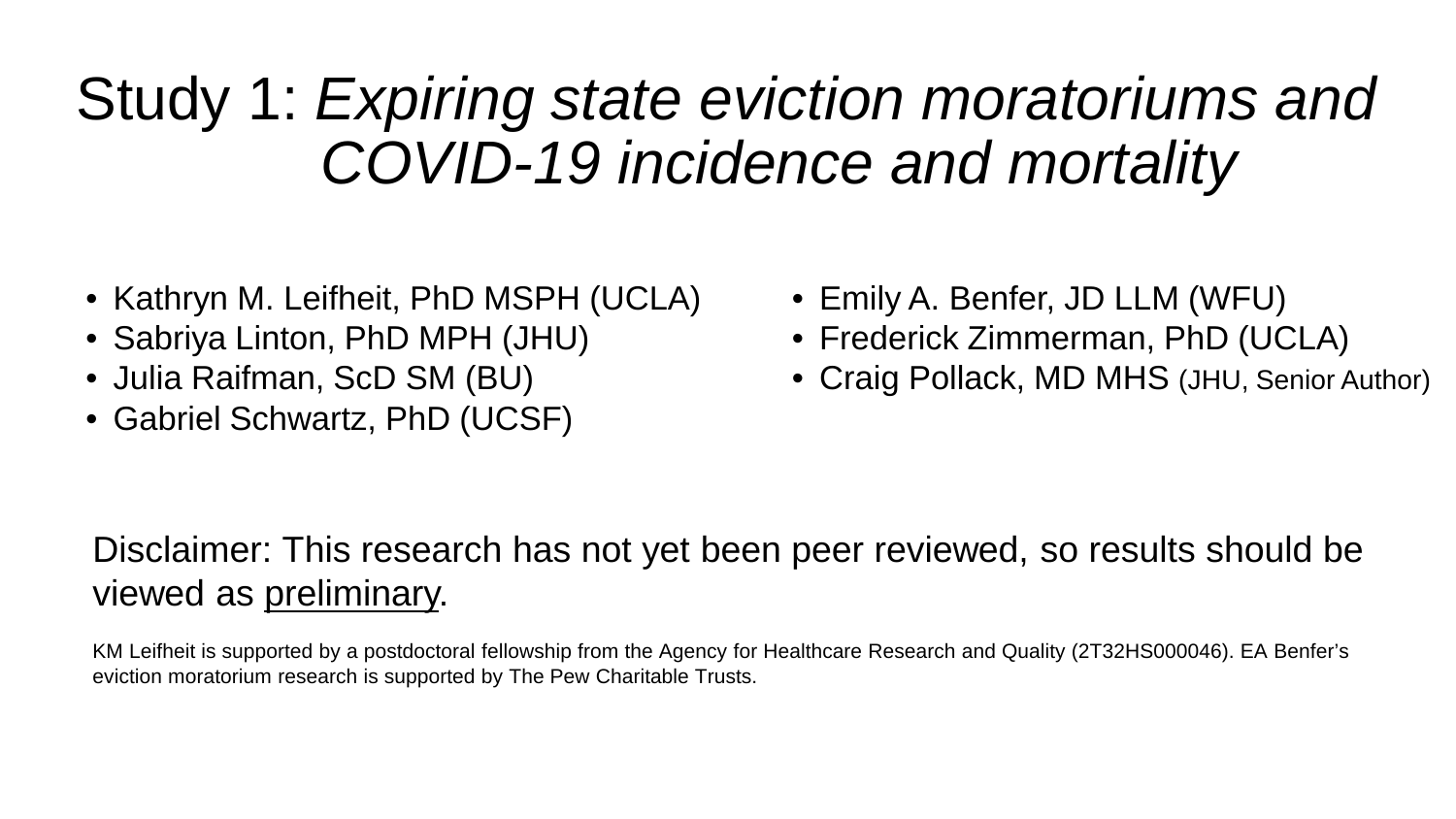# Study 1: *Expiring state eviction moratoriums and COVID-19 incidence and mortality*

- Kathryn M. Leifheit, PhD MSPH (UCLA)
- Sabriya Linton, PhD MPH (JHU)
- Julia Raifman, ScD SM (BU)
- Gabriel Schwartz, PhD (UCSF)
- Emily A. Benfer, JD LLM (WFU)
- Frederick Zimmerman, PhD (UCLA)
- Craig Pollack, MD MHS (JHU, Senior Author)

Disclaimer: This research has not yet been peer reviewed, so results should be viewed as <u>preliminary</u>.

KM Leifheit is supported by a postdoctoral fellowship from the Agency for Healthcare Research and Quality (2T32HS000046). EA Benfer's eviction moratorium research is supported by The Pew Charitable Trusts.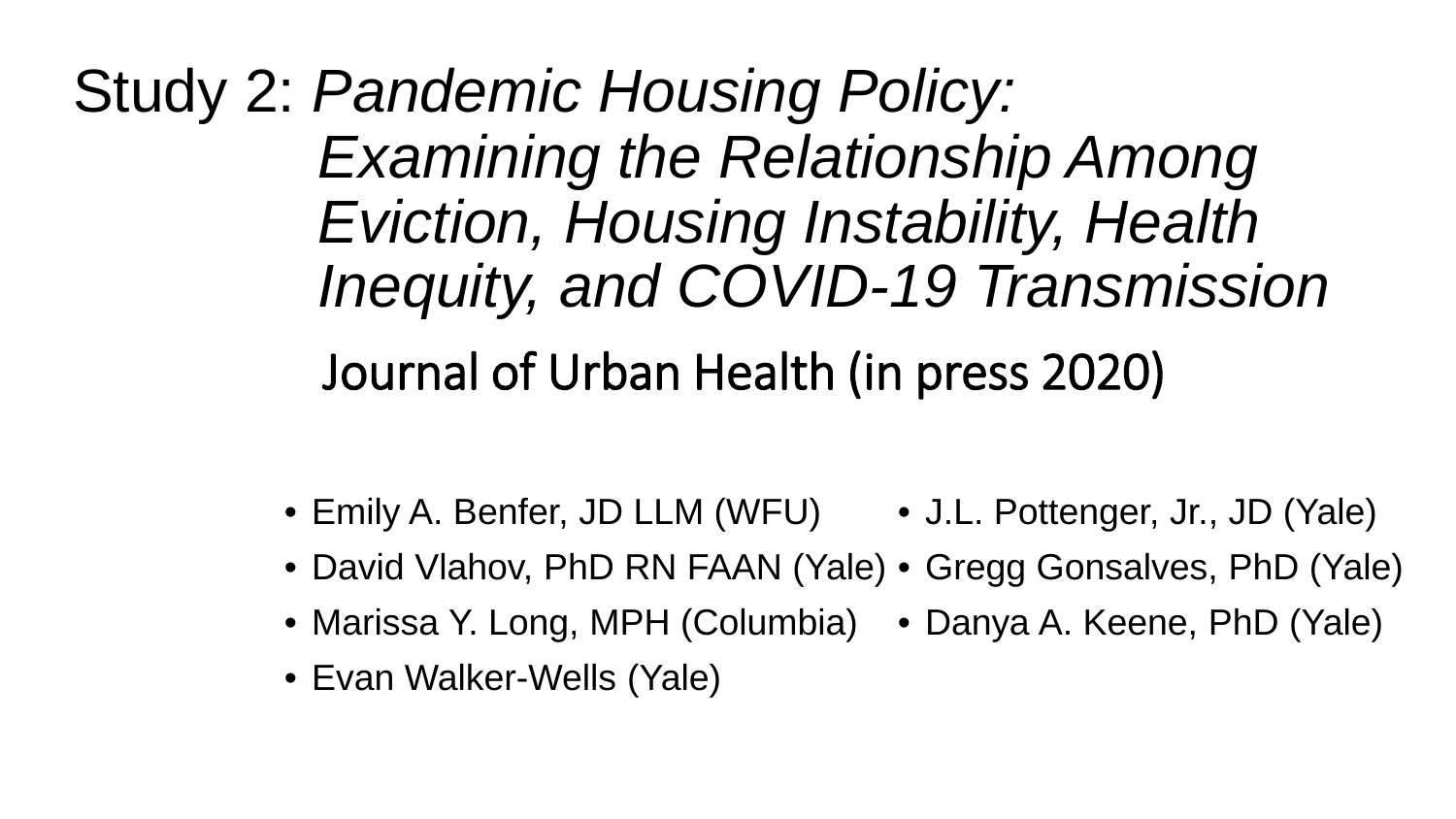# Study 2: *Pandemic Housing Policy: Examining the Relationship Among Eviction, Housing Instability, Health Inequity, and COVID-19 Transmission*

Journal of Urban Health (in press 2020)

- Emily A. Benfer, JD LLM (WFU)
- David Vlahov, PhD RN FAAN (Yale)
- Marissa Y. Long, MPH (Columbia)
- Evan Walker-Wells (Yale)
- J.L. Pottenger, Jr., JD (Yale)
- Gregg Gonsalves, PhD (Yale)
- Danya A. Keene, PhD (Yale)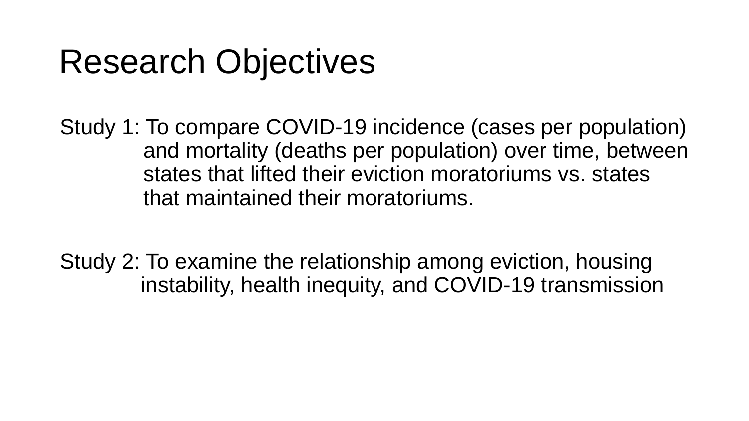# Research Objectives

Study 1: To compare COVID-19 incidence (cases per population) and mortality (deaths per population) over time, between states that lifted their eviction moratoriums vs. states that maintained their moratoriums.

Study 2: To examine the relationship among eviction, housing instability, health inequity, and COVID-19 transmission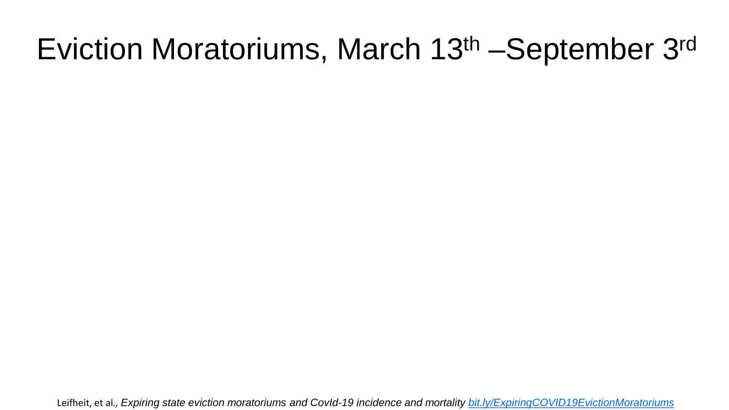# Eviction Moratoriums, March 13th –September 3rd

Leifheit, et al., *Expiring state eviction moratoriums and CovId-19 incidence and mortality* [bit.ly/ExpiringCOVID19EvictionMoratoriums](bit.ly/ExpiringCOVID19EvictionMoratoriums)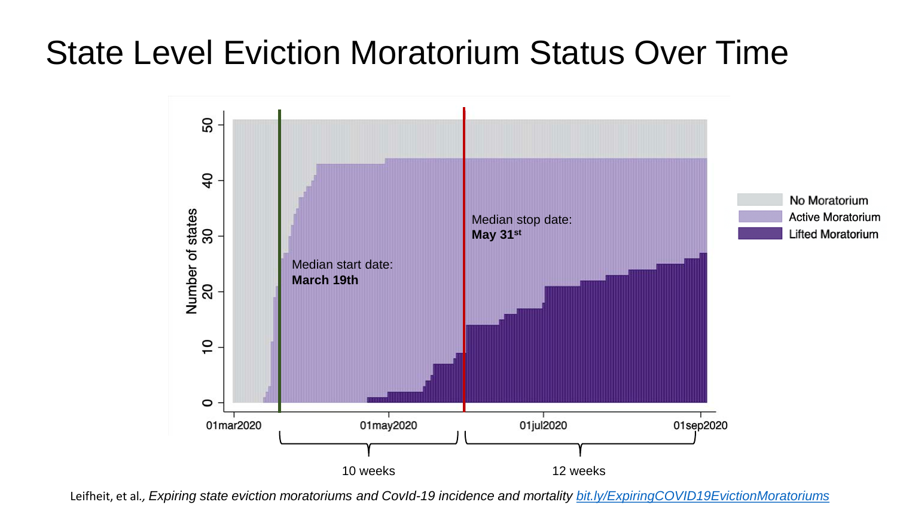# State Level Eviction Moratorium Status Over Time

Number of states

50

40

30

20

10

0

01mar2020 | 01may2020 | 01jul2020 | 01sep2020

Median start date: **March 19th**

Median stop date: **May 31st**

No Moratorium

Active Moratorium

Lifted Moratorium

10 weeks

12 weeks

Leifheit, et al., *Expiring state eviction moratoriums and CovId-19 incidence and mortality* [bit.ly/ExpiringCOVID19EvictionMoratoriums](bit.ly/ExpiringCOVID19EvictionMoratoriums)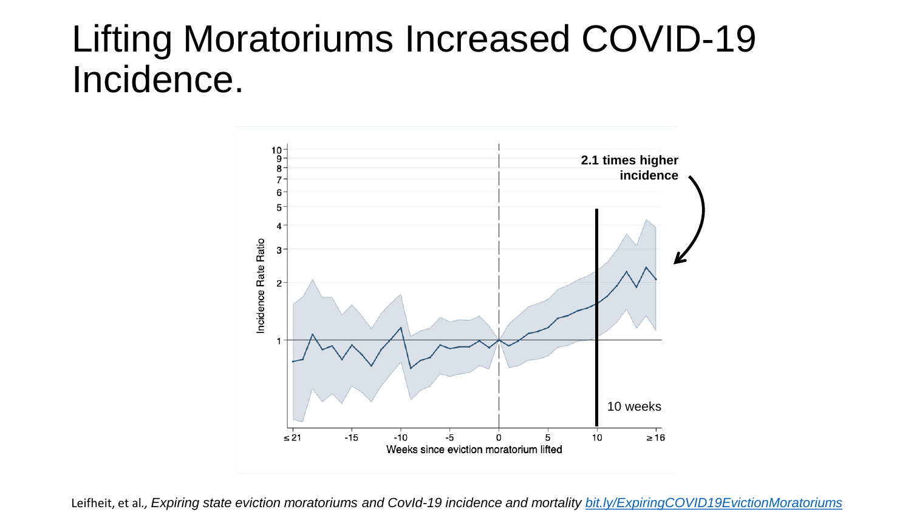# Lifting Moratoriums Increased COVID-19 Incidence.

Leifheit, et al., *Expiring state eviction moratoriums and CovId-19 incidence and mortality* [bit.ly/ExpiringCOVID19EvictionMoratoriums](bit.ly/ExpiringCOVID19EvictionMoratoriums)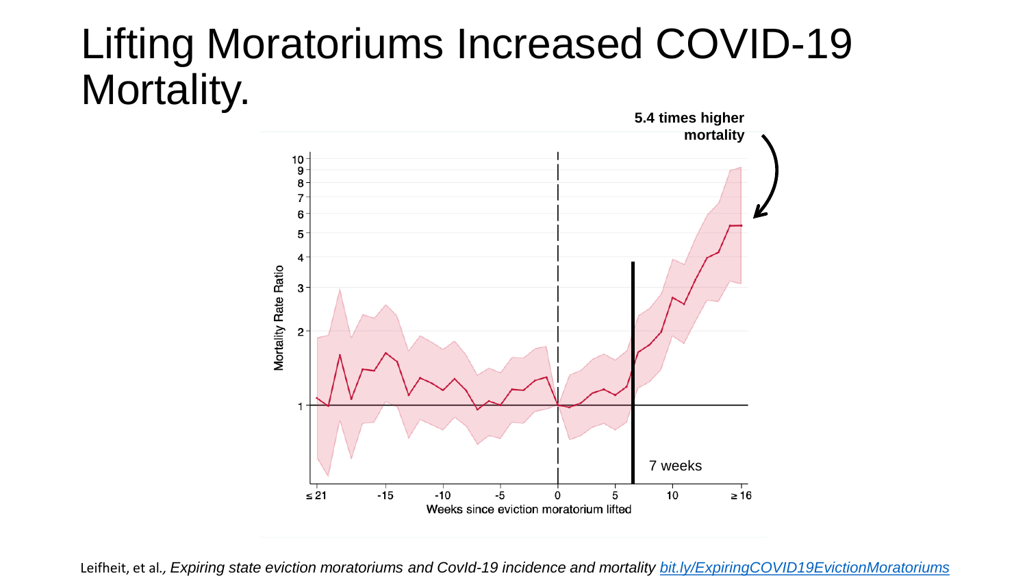# Lifting Moratoriums Increased COVID-19 Mortality.

5.4 times higher mortality

7 weeks

Mortality Rate Ratio

Weeks since eviction moratorium lifted

Leifheit, et al., *Expiring state eviction moratoriums and CovId-19 incidence and mortality* [bit.ly/ExpiringCOVID19EvictionMoratoriums](bit.ly/ExpiringCOVID19EvictionMoratoriums)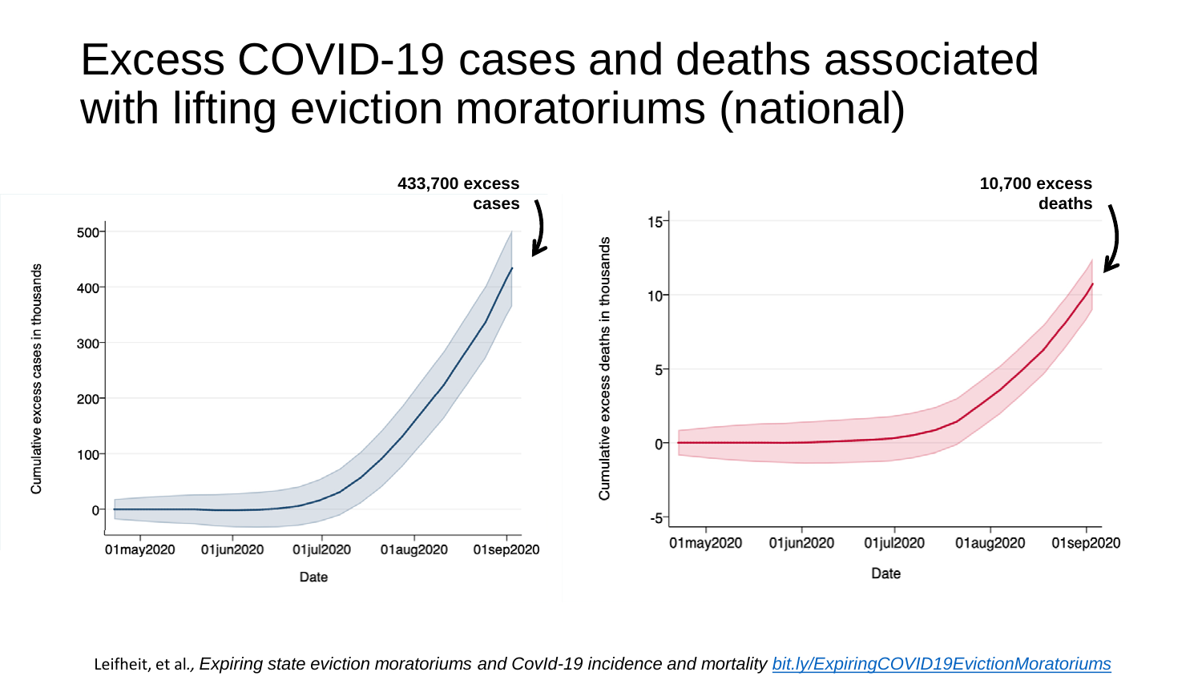# Excess COVID-19 cases and deaths associated with lifting eviction moratoriums (national)

**433,700 excess cases**

**10,700 excess deaths**

Leifheit, et al., *Expiring state eviction moratoriums and CovId-19 incidence and mortality* [bit.ly/ExpiringCOVID19EvictionMoratoriums](bit.ly/ExpiringCOVID19EvictionMoratoriums)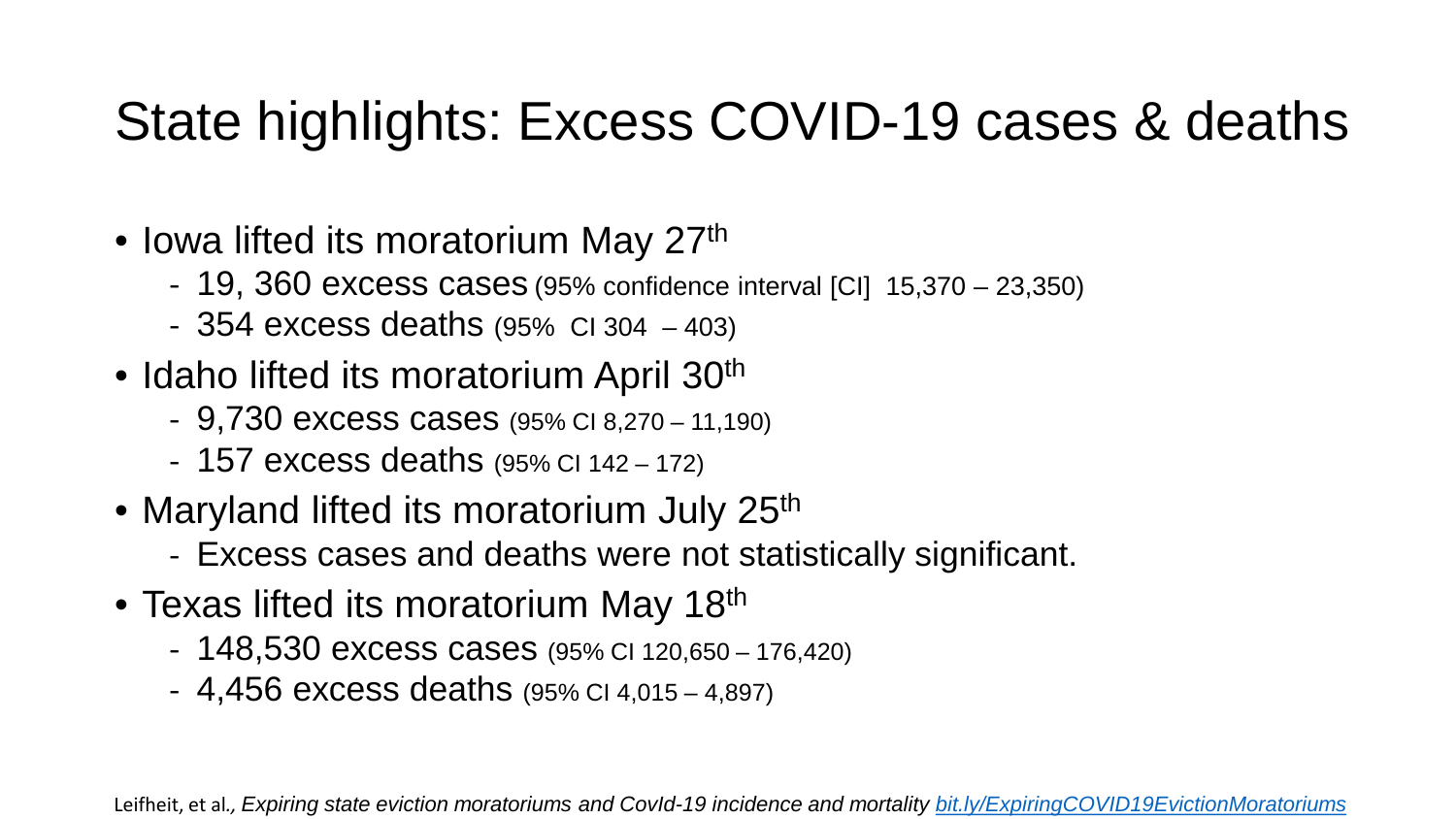# State highlights: Excess COVID-19 cases & deaths

- Iowa lifted its moratorium May 27th
  - 19, 360 excess cases (95% confidence interval [CI] 15,370 – 23,350)
  - 354 excess deaths (95% CI 304 – 403)
- Idaho lifted its moratorium April 30th
  - 9,730 excess cases (95% CI 8,270 – 11,190)
  - 157 excess deaths (95% CI 142 – 172)
- Maryland lifted its moratorium July 25th
  - Excess cases and deaths were not statistically significant.
- Texas lifted its moratorium May 18th
  - 148,530 excess cases (95% CI 120,650 – 176,420)
  - 4,456 excess deaths (95% CI 4,015 – 4,897)

Leifheit, et al*., Expiring state eviction moratoriums and CovId-19 incidence and mortality* *bit.ly/ExpiringCOVID19EvictionMoratoriums*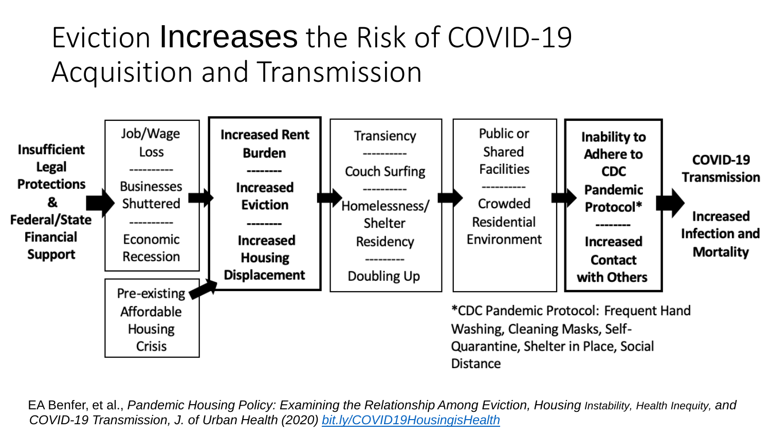# Eviction Increases the Risk of COVID-19 Acquisition and Transmission

**Insufficient Legal Protections & Federal/State Financial Support** → Job/Wage Loss / Businesses Shuttered / Economic Recession → **Increased Rent Burden / Increased Eviction / Increased Housing Displacement** → Transiency / Couch Surfing / Homelessness/ Shelter Residency / Doubling Up → Public or Shared Facilities / Crowded Residential Environment → **Inability to Adhere to CDC Pandemic Protocol* / Increased Contact with Others** → **COVID-19 Transmission / Increased Infection and Mortality**

Pre-existing Affordable Housing Crisis → **Increased Rent Burden / Increased Eviction / Increased Housing Displacement**

*CDC Pandemic Protocol: Frequent Hand Washing, Cleaning Masks, Self-Quarantine, Shelter in Place, Social Distance

EA Benfer, et al., *Pandemic Housing Policy: Examining the Relationship Among Eviction, Housing Instability, Health Inequity, and COVID-19 Transmission, J. of Urban Health (2020)* [bit.ly/COVID19HousingisHealth](bit.ly/COVID19HousingisHealth)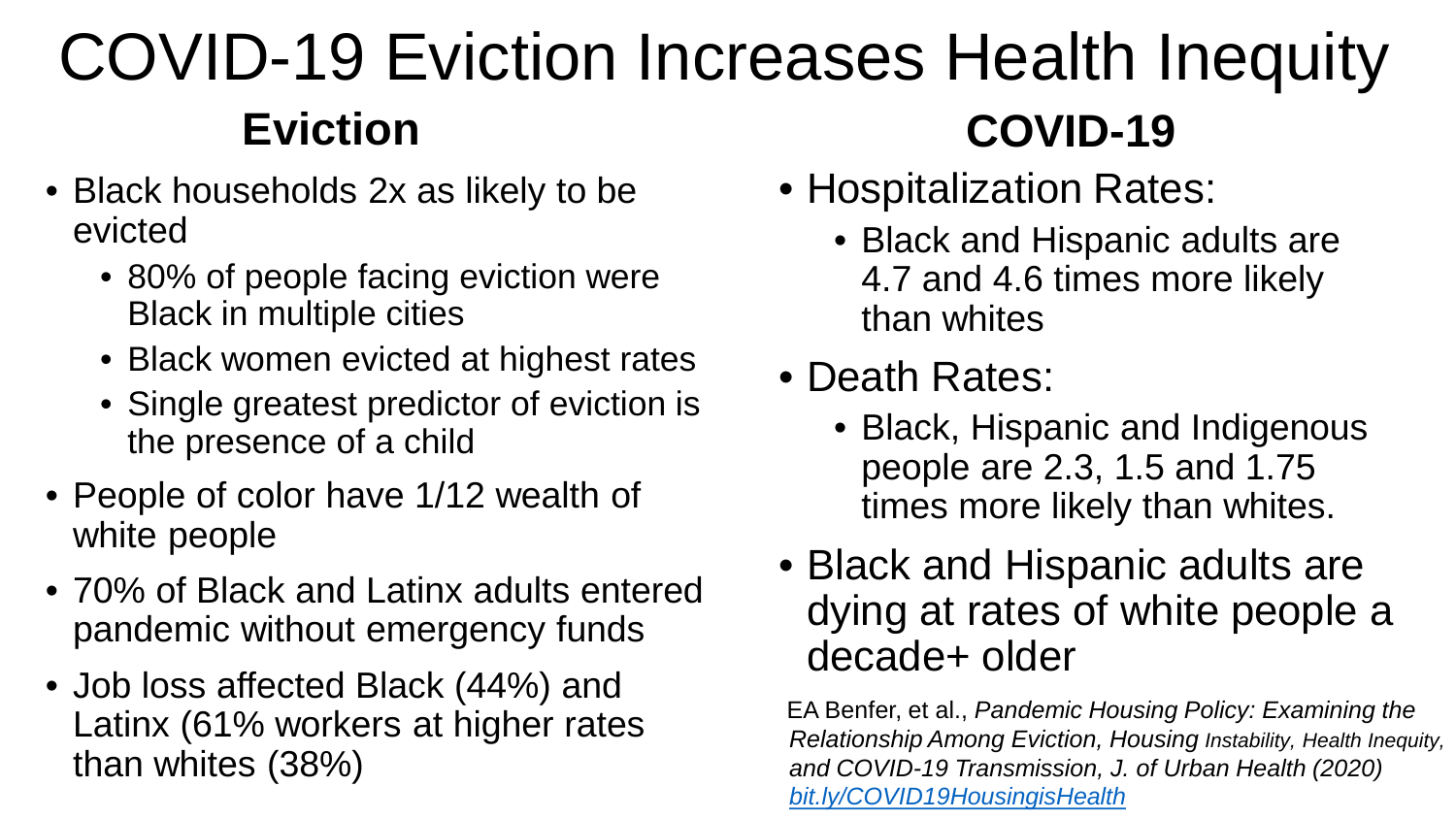# COVID-19 Eviction Increases Health Inequity

## Eviction

- Black households 2x as likely to be evicted
  - 80% of people facing eviction were Black in multiple cities
  - Black women evicted at highest rates
  - Single greatest predictor of eviction is the presence of a child
- People of color have 1/12 wealth of white people
- 70% of Black and Latinx adults entered pandemic without emergency funds
- Job loss affected Black (44%) and Latinx (61% workers at higher rates than whites (38%)

## COVID-19

- Hospitalization Rates:
  - Black and Hispanic adults are 4.7 and 4.6 times more likely than whites
- Death Rates:
  - Black, Hispanic and Indigenous people are 2.3, 1.5 and 1.75 times more likely than whites.
- Black and Hispanic adults are dying at rates of white people a decade+ older

EA Benfer, et al., *Pandemic Housing Policy: Examining the Relationship Among Eviction, Housing Instability, Health Inequity, and COVID-19 Transmission, J. of Urban Health (2020)* *bit.ly/COVID19HousingisHealth*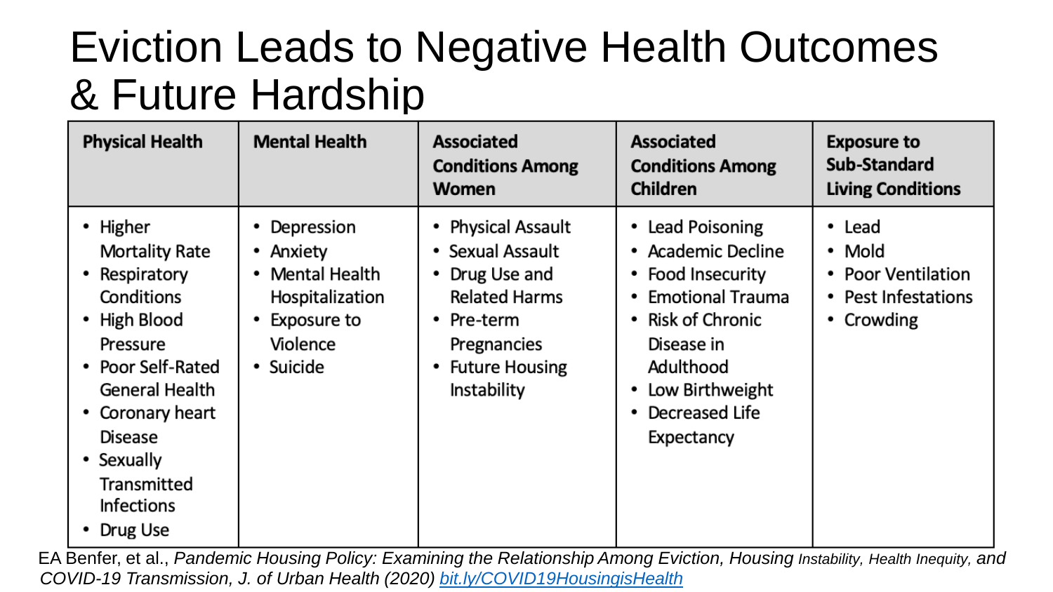# Eviction Leads to Negative Health Outcomes & Future Hardship

| Physical Health | Mental Health | Associated Conditions Among Women | Associated Conditions Among Children | Exposure to Sub-Standard Living Conditions |
|---|---|---|---|---|
| • Higher Mortality Rate<br>• Respiratory Conditions<br>• High Blood Pressure<br>• Poor Self-Rated General Health<br>• Coronary heart Disease<br>• Sexually Transmitted Infections<br>• Drug Use | • Depression<br>• Anxiety<br>• Mental Health Hospitalization<br>• Exposure to Violence<br>• Suicide | • Physical Assault<br>• Sexual Assault<br>• Drug Use and Related Harms<br>• Pre-term Pregnancies<br>• Future Housing Instability | • Lead Poisoning<br>• Academic Decline<br>• Food Insecurity<br>• Emotional Trauma<br>• Risk of Chronic Disease in Adulthood<br>• Low Birthweight<br>• Decreased Life Expectancy | • Lead<br>• Mold<br>• Poor Ventilation<br>• Pest Infestations<br>• Crowding |

EA Benfer, et al., *Pandemic Housing Policy: Examining the Relationship Among Eviction, Housing Instability, Health Inequity, and COVID-19 Transmission, J. of Urban Health (2020)* [bit.ly/COVID19HousingisHealth](bit.ly/COVID19HousingisHealth)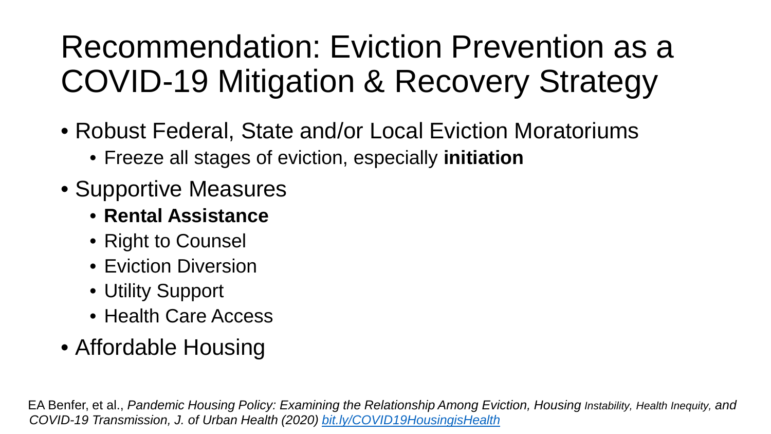# Recommendation: Eviction Prevention as a COVID-19 Mitigation & Recovery Strategy

- Robust Federal, State and/or Local Eviction Moratoriums
  - Freeze all stages of eviction, especially **initiation**
- Supportive Measures
  - **Rental Assistance**
  - Right to Counsel
  - Eviction Diversion
  - Utility Support
  - Health Care Access
- Affordable Housing

EA Benfer, et al., *Pandemic Housing Policy: Examining the Relationship Among Eviction, Housing Instability, Health Inequity, and COVID-19 Transmission, J. of Urban Health (2020)* [bit.ly/COVID19HousingisHealth](https://bit.ly/COVID19HousingisHealth)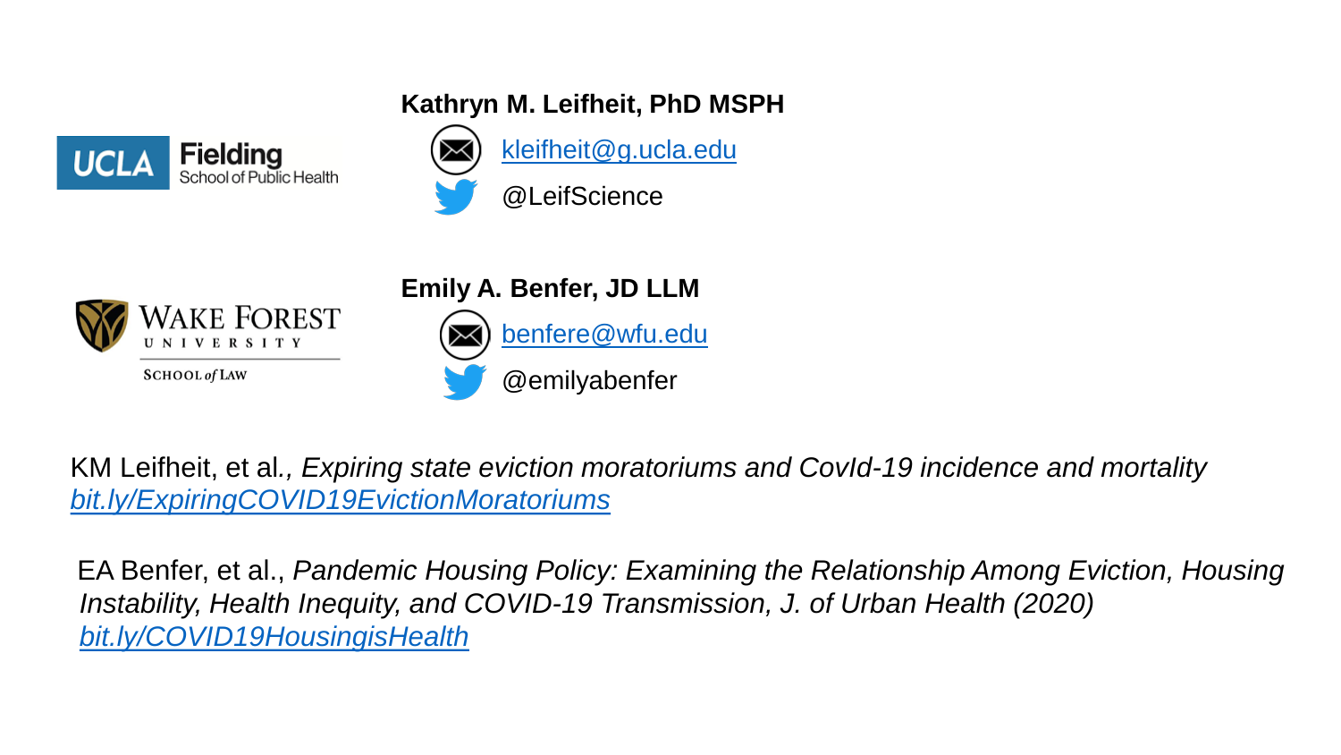UCLA Fielding School of Public Health

**Kathryn M. Leifheit, PhD MSPH**

kleifheit@g.ucla.edu

@LeifScience

Wake Forest University School of Law

**Emily A. Benfer, JD LLM**

benfere@wfu.edu

@emilyabenfer

KM Leifheit, et al., *Expiring state eviction moratoriums and CovId-19 incidence and mortality*
*bit.ly/ExpiringCOVID19EvictionMoratoriums*

EA Benfer, et al., *Pandemic Housing Policy: Examining the Relationship Among Eviction, Housing Instability, Health Inequity, and COVID-19 Transmission, J. of Urban Health (2020)*
*bit.ly/COVID19HousingisHealth*